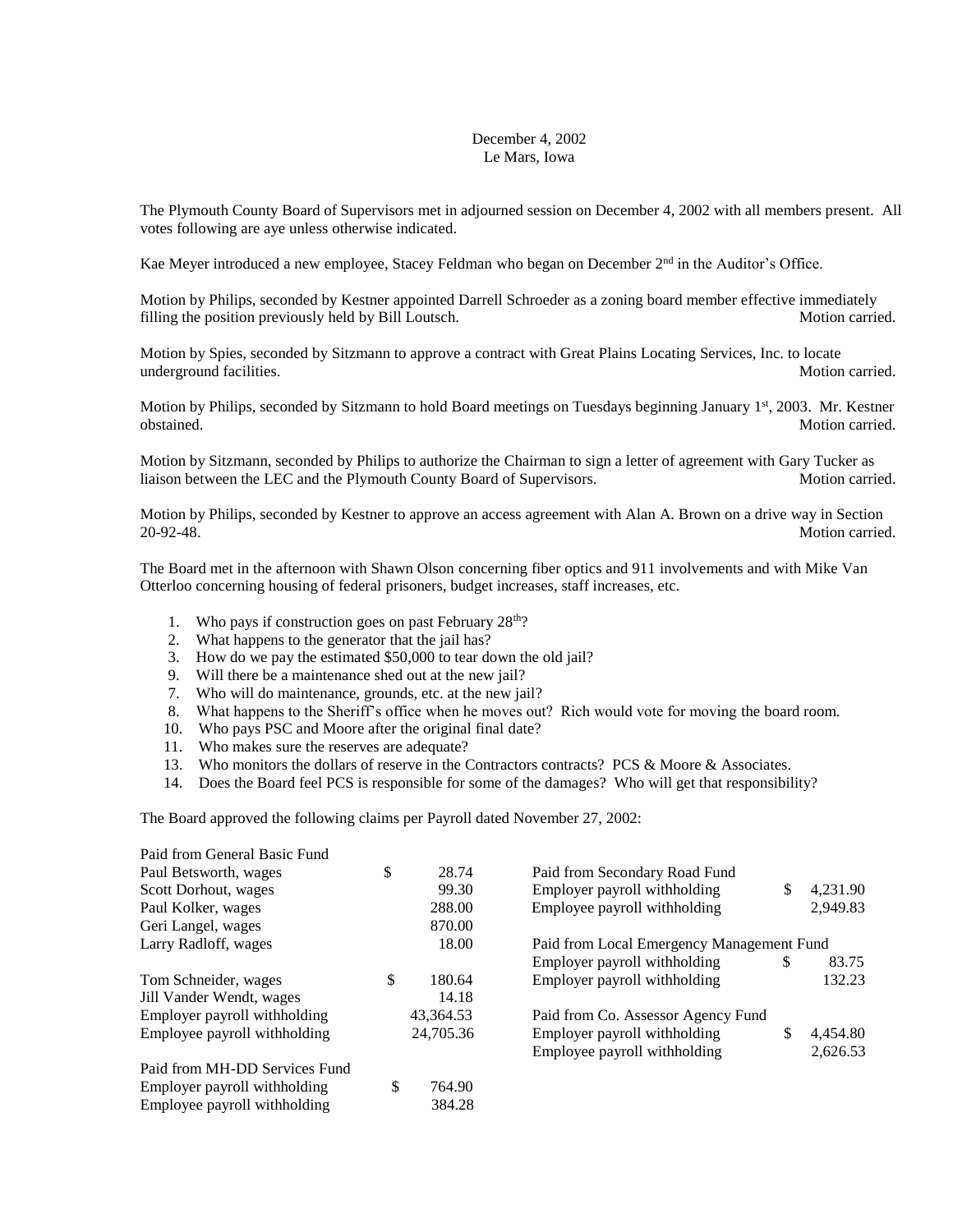December 4, 2002
Le Mars, Iowa

The Plymouth County Board of Supervisors met in adjourned session on December 4, 2002 with all members present. All votes following are aye unless otherwise indicated.

Kae Meyer introduced a new employee, Stacey Feldman who began on December 2nd in the Auditor's Office.

Motion by Philips, seconded by Kestner appointed Darrell Schroeder as a zoning board member effective immediately filling the position previously held by Bill Loutsch. Motion carried.

Motion by Spies, seconded by Sitzmann to approve a contract with Great Plains Locating Services, Inc. to locate underground facilities. Motion carried.

Motion by Philips, seconded by Sitzmann to hold Board meetings on Tuesdays beginning January 1st, 2003. Mr. Kestner obstained. Motion carried.

Motion by Sitzmann, seconded by Philips to authorize the Chairman to sign a letter of agreement with Gary Tucker as liaison between the LEC and the Plymouth County Board of Supervisors. Motion carried.

Motion by Philips, seconded by Kestner to approve an access agreement with Alan A. Brown on a drive way in Section 20-92-48. Motion carried.

The Board met in the afternoon with Shawn Olson concerning fiber optics and 911 involvements and with Mike Van Otterloo concerning housing of federal prisoners, budget increases, staff increases, etc.

1. Who pays if construction goes on past February 28th?
2. What happens to the generator that the jail has?
3. How do we pay the estimated $50,000 to tear down the old jail?
9. Will there be a maintenance shed out at the new jail?
7. Who will do maintenance, grounds, etc. at the new jail?
8. What happens to the Sheriff's office when he moves out? Rich would vote for moving the board room.
10. Who pays PSC and Moore after the original final date?
11. Who makes sure the reserves are adequate?
13. Who monitors the dollars of reserve in the Contractors contracts? PCS & Moore & Associates.
14. Does the Board feel PCS is responsible for some of the damages? Who will get that responsibility?

The Board approved the following claims per Payroll dated November 27, 2002:

| Paid from General Basic Fund | |
|---|---|
| Paul Betsworth, wages | $ 28.74 |
| Scott Dorhout, wages | 99.30 |
| Paul Kolker, wages | 288.00 |
| Geri Langel, wages | 870.00 |
| Larry Radloff, wages | 18.00 |
| Tom Schneider, wages | $ 180.64 |
| Jill Vander Wendt, wages | 14.18 |
| Employer payroll withholding | 43,364.53 |
| Employee payroll withholding | 24,705.36 |

| Paid from MH-DD Services Fund | |
|---|---|
| Employer payroll withholding | $ 764.90 |
| Employee payroll withholding | 384.28 |

| Paid from Secondary Road Fund | |
|---|---|
| Employer payroll withholding | $ 4,231.90 |
| Employee payroll withholding | 2,949.83 |

| Paid from Local Emergency Management Fund | |
|---|---|
| Employer payroll withholding | $ 83.75 |
| Employer payroll withholding | 132.23 |

| Paid from Co. Assessor Agency Fund | |
|---|---|
| Employer payroll withholding | $ 4,454.80 |
| Employee payroll withholding | 2,626.53 |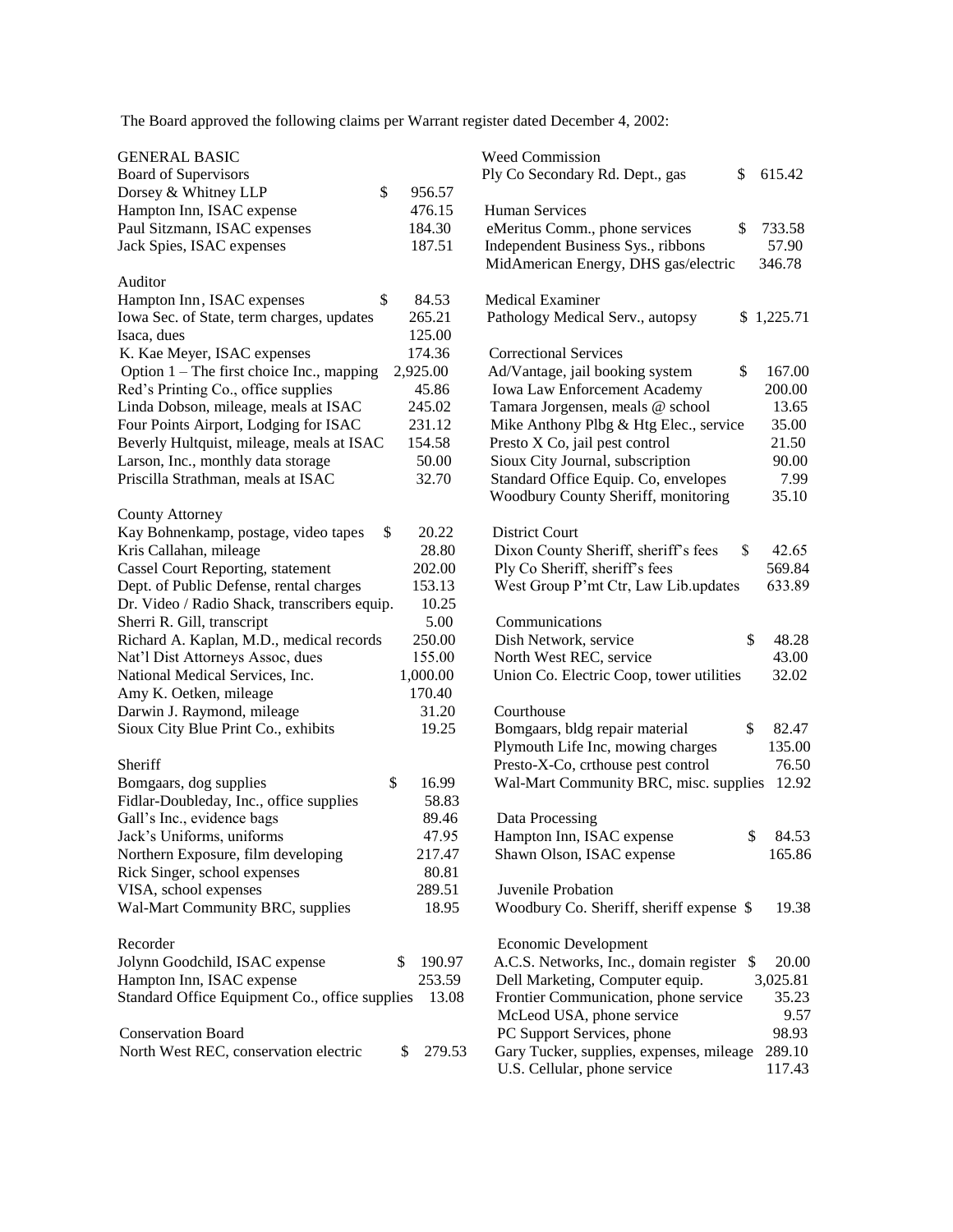The Board approved the following claims per Warrant register dated December 4, 2002:

**GENERAL BASIC**

Board of Supervisors

| | |
|---|---|
| Dorsey & Whitney LLP | $ 956.57 |
| Hampton Inn, ISAC expense | 476.15 |
| Paul Sitzmann, ISAC expenses | 184.30 |
| Jack Spies, ISAC expenses | 187.51 |

Auditor

| | |
|---|---|
| Hampton Inn, ISAC expenses | $ 84.53 |
| Iowa Sec. of State, term charges, updates | 265.21 |
| Isaca, dues | 125.00 |
| K. Kae Meyer, ISAC expenses | 174.36 |
| Option 1 – The first choice Inc., mapping | 2,925.00 |
| Red's Printing Co., office supplies | 45.86 |
| Linda Dobson, mileage, meals at ISAC | 245.02 |
| Four Points Airport, Lodging for ISAC | 231.12 |
| Beverly Hultquist, mileage, meals at ISAC | 154.58 |
| Larson, Inc., monthly data storage | 50.00 |
| Priscilla Strathman, meals at ISAC | 32.70 |

County Attorney

| | |
|---|---|
| Kay Bohnenkamp, postage, video tapes | $ 20.22 |
| Kris Callahan, mileage | 28.80 |
| Cassel Court Reporting, statement | 202.00 |
| Dept. of Public Defense, rental charges | 153.13 |
| Dr. Video / Radio Shack, transcribers equip. | 10.25 |
| Sherri R. Gill, transcript | 5.00 |
| Richard A. Kaplan, M.D., medical records | 250.00 |
| Nat'l Dist Attorneys Assoc, dues | 155.00 |
| National Medical Services, Inc. | 1,000.00 |
| Amy K. Oetken, mileage | 170.40 |
| Darwin J. Raymond, mileage | 31.20 |
| Sioux City Blue Print Co., exhibits | 19.25 |

Sheriff

| | |
|---|---|
| Bomgaars, dog supplies | $ 16.99 |
| Fidlar-Doubleday, Inc., office supplies | 58.83 |
| Gall's Inc., evidence bags | 89.46 |
| Jack's Uniforms, uniforms | 47.95 |
| Northern Exposure, film developing | 217.47 |
| Rick Singer, school expenses | 80.81 |
| VISA, school expenses | 289.51 |
| Wal-Mart Community BRC, supplies | 18.95 |

Recorder

| | |
|---|---|
| Jolynn Goodchild, ISAC expense | $ 190.97 |
| Hampton Inn, ISAC expense | 253.59 |
| Standard Office Equipment Co., office supplies | 13.08 |

Conservation Board

| | |
|---|---|
| North West REC, conservation electric | $ 279.53 |

Weed Commission

| | |
|---|---|
| Ply Co Secondary Rd. Dept., gas | $ 615.42 |

Human Services

| | |
|---|---|
| eMeritus Comm., phone services | $ 733.58 |
| Independent Business Sys., ribbons | 57.90 |
| MidAmerican Energy, DHS gas/electric | 346.78 |

Medical Examiner

| | |
|---|---|
| Pathology Medical Serv., autopsy | $ 1,225.71 |

Correctional Services

| | |
|---|---|
| Ad/Vantage, jail booking system | $ 167.00 |
| Iowa Law Enforcement Academy | 200.00 |
| Tamara Jorgensen, meals @ school | 13.65 |
| Mike Anthony Plbg & Htg Elec., service | 35.00 |
| Presto X Co, jail pest control | 21.50 |
| Sioux City Journal, subscription | 90.00 |
| Standard Office Equip. Co, envelopes | 7.99 |
| Woodbury County Sheriff, monitoring | 35.10 |

District Court

| | |
|---|---|
| Dixon County Sheriff, sheriff's fees | $ 42.65 |
| Ply Co Sheriff, sheriff's fees | 569.84 |
| West Group P'mt Ctr, Law Lib.updates | 633.89 |

Communications

| | |
|---|---|
| Dish Network, service | $ 48.28 |
| North West REC, service | 43.00 |
| Union Co. Electric Coop, tower utilities | 32.02 |

Courthouse

| | |
|---|---|
| Bomgaars, bldg repair material | $ 82.47 |
| Plymouth Life Inc, mowing charges | 135.00 |
| Presto-X-Co, crthouse pest control | 76.50 |
| Wal-Mart Community BRC, misc. supplies | 12.92 |

Data Processing

| | |
|---|---|
| Hampton Inn, ISAC expense | $ 84.53 |
| Shawn Olson, ISAC expense | 165.86 |

Juvenile Probation

| | |
|---|---|
| Woodbury Co. Sheriff, sheriff expense | $ 19.38 |

Economic Development

| | |
|---|---|
| A.C.S. Networks, Inc., domain register | $ 20.00 |
| Dell Marketing, Computer equip. | 3,025.81 |
| Frontier Communication, phone service | 35.23 |
| McLeod USA, phone service | 9.57 |
| PC Support Services, phone | 98.93 |
| Gary Tucker, supplies, expenses, mileage | 289.10 |
| U.S. Cellular, phone service | 117.43 |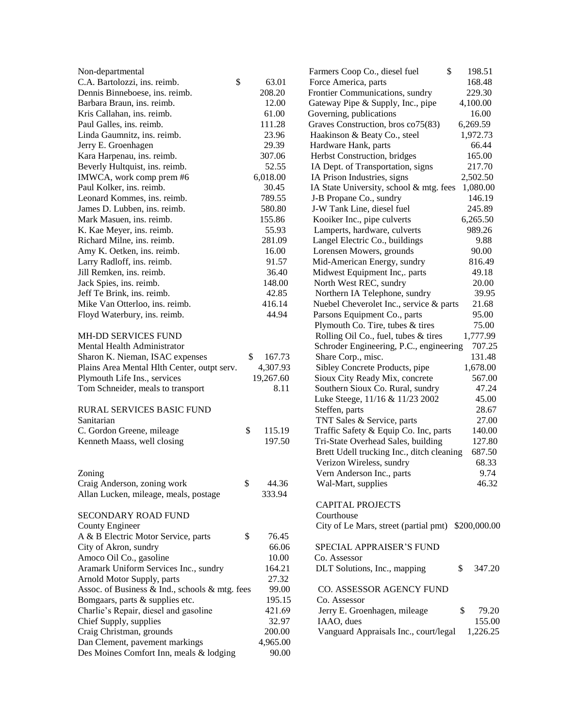Non-departmental

| | |
|---|---|
| C.A. Bartolozzi, ins. reimb. | $ 63.01 |
| Dennis Binneboese, ins. reimb. | 208.20 |
| Barbara Braun, ins. reimb. | 12.00 |
| Kris Callahan, ins. reimb. | 61.00 |
| Paul Galles, ins. reimb. | 111.28 |
| Linda Gaumnitz, ins. reimb. | 23.96 |
| Jerry E. Groenhagen | 29.39 |
| Kara Harpenau, ins. reimb. | 307.06 |
| Beverly Hultquist, ins. reimb. | 52.55 |
| IMWCA, work comp prem #6 | 6,018.00 |
| Paul Kolker, ins. reimb. | 30.45 |
| Leonard Kommes, ins. reimb. | 789.55 |
| James D. Lubben, ins. reimb. | 580.80 |
| Mark Masuen, ins. reimb. | 155.86 |
| K. Kae Meyer, ins. reimb. | 55.93 |
| Richard Milne, ins. reimb. | 281.09 |
| Amy K. Oetken, ins. reimb. | 16.00 |
| Larry Radloff, ins. reimb. | 91.57 |
| Jill Remken, ins. reimb. | 36.40 |
| Jack Spies, ins. reimb. | 148.00 |
| Jeff Te Brink, ins. reimb. | 42.85 |
| Mike Van Otterloo, ins. reimb. | 416.14 |
| Floyd Waterbury, ins. reimb. | 44.94 |

MH-DD SERVICES FUND

Mental Health Administrator

| | |
|---|---|
| Sharon K. Nieman, ISAC expenses | $ 167.73 |
| Plains Area Mental Hlth Center, outpt serv. | 4,307.93 |
| Plymouth Life Ins., services | 19,267.60 |
| Tom Schneider, meals to transport | 8.11 |

RURAL SERVICES BASIC FUND

Sanitarian

| | |
|---|---|
| C. Gordon Greene, mileage | $ 115.19 |
| Kenneth Maass, well closing | 197.50 |

Zoning

| | |
|---|---|
| Craig Anderson, zoning work | $ 44.36 |
| Allan Lucken, mileage, meals, postage | 333.94 |

SECONDARY ROAD FUND

County Engineer

| | |
|---|---|
| A & B Electric Motor Service, parts | $ 76.45 |
| City of Akron, sundry | 66.06 |
| Amoco Oil Co., gasoline | 10.00 |
| Aramark Uniform Services Inc., sundry | 164.21 |
| Arnold Motor Supply, parts | 27.32 |
| Assoc. of Business & Ind., schools & mtg. fees | 99.00 |
| Bomgaars, parts & supplies etc. | 195.15 |
| Charlie's Repair, diesel and gasoline | 421.69 |
| Chief Supply, supplies | 32.97 |
| Craig Christman, grounds | 200.00 |
| Dan Clement, pavement markings | 4,965.00 |
| Des Moines Comfort Inn, meals & lodging | 90.00 |
| Farmers Coop Co., diesel fuel | $ 198.51 |
| Force America, parts | 168.48 |
| Frontier Communications, sundry | 229.30 |
| Gateway Pipe & Supply, Inc., pipe | 4,100.00 |
| Governing, publications | 16.00 |
| Graves Construction, bros co75(83) | 6,269.59 |
| Haakinson & Beaty Co., steel | 1,972.73 |
| Hardware Hank, parts | 66.44 |
| Herbst Construction, bridges | 165.00 |
| IA Dept. of Transportation, signs | 217.70 |
| IA Prison Industries, signs | 2,502.50 |
| IA State University, school & mtg. fees | 1,080.00 |
| J-B Propane Co., sundry | 146.19 |
| J-W Tank Line, diesel fuel | 245.89 |
| Kooiker Inc., pipe culverts | 6,265.50 |
| Lamperts, hardware, culverts | 989.26 |
| Langel Electric Co., buildings | 9.88 |
| Lorensen Mowers, grounds | 90.00 |
| Mid-American Energy, sundry | 816.49 |
| Midwest Equipment Inc,. parts | 49.18 |
| North West REC, sundry | 20.00 |
| Northern IA Telephone, sundry | 39.95 |
| Nuebel Cheverolet Inc., service & parts | 21.68 |
| Parsons Equipment Co., parts | 95.00 |
| Plymouth Co. Tire, tubes & tires | 75.00 |
| Rolling Oil Co., fuel, tubes & tires | 1,777.99 |
| Schroder Engineering, P.C., engineering | 707.25 |
| Share Corp., misc. | 131.48 |
| Sibley Concrete Products, pipe | 1,678.00 |
| Sioux City Ready Mix, concrete | 567.00 |
| Southern Sioux Co. Rural, sundry | 47.24 |
| Luke Steege, 11/16 & 11/23 2002 | 45.00 |
| Steffen, parts | 28.67 |
| TNT Sales & Service, parts | 27.00 |
| Traffic Safety & Equip Co. Inc, parts | 140.00 |
| Tri-State Overhead Sales, building | 127.80 |
| Brett Udell trucking Inc., ditch cleaning | 687.50 |
| Verizon Wireless, sundry | 68.33 |
| Vern Anderson Inc., parts | 9.74 |
| Wal-Mart, supplies | 46.32 |

CAPITAL PROJECTS

Courthouse

| | |
|---|---|
| City of Le Mars, street (partial pmt) | $200,000.00 |

SPECIAL APPRAISER'S FUND

Co. Assessor

| | |
|---|---|
| DLT Solutions, Inc., mapping | $ 347.20 |

CO. ASSESSOR AGENCY FUND

Co. Assessor

| | |
|---|---|
| Jerry E. Groenhagen, mileage | $ 79.20 |
| IAAO, dues | 155.00 |
| Vanguard Appraisals Inc., court/legal | 1,226.25 |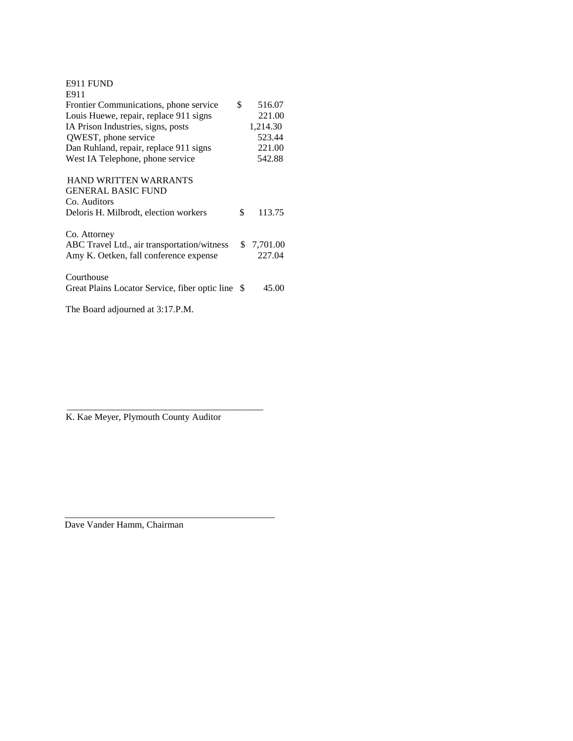E911 FUND

E911

| | | |
|---|---|---|
| Frontier Communications, phone service | $ | 516.07 |
| Louis Huewe, repair, replace 911 signs | | 221.00 |
| IA Prison Industries, signs, posts | | 1,214.30 |
| QWEST, phone service | | 523.44 |
| Dan Ruhland, repair, replace 911 signs | | 221.00 |
| West IA Telephone, phone service | | 542.88 |

HAND WRITTEN WARRANTS

GENERAL BASIC FUND

Co. Auditors

| | | |
|---|---|---|
| Deloris H. Milbrodt, election workers | $ | 113.75 |

Co. Attorney

| | | |
|---|---|---|
| ABC Travel Ltd., air transportation/witness | $ | 7,701.00 |
| Amy K. Oetken, fall conference expense | | 227.04 |

Courthouse

| | | |
|---|---|---|
| Great Plains Locator Service, fiber optic line | $ | 45.00 |

The Board adjourned at 3:17.P.M.

\_\_\_\_\_\_\_\_\_\_\_\_\_\_\_\_\_\_\_\_\_\_\_\_\_\_\_\_\_\_\_\_\_\_\_\_\_\_\_\_

K. Kae Meyer, Plymouth County Auditor

\_\_\_\_\_\_\_\_\_\_\_\_\_\_\_\_\_\_\_\_\_\_\_\_\_\_\_\_\_\_\_\_\_\_\_\_\_\_\_\_

Dave Vander Hamm, Chairman